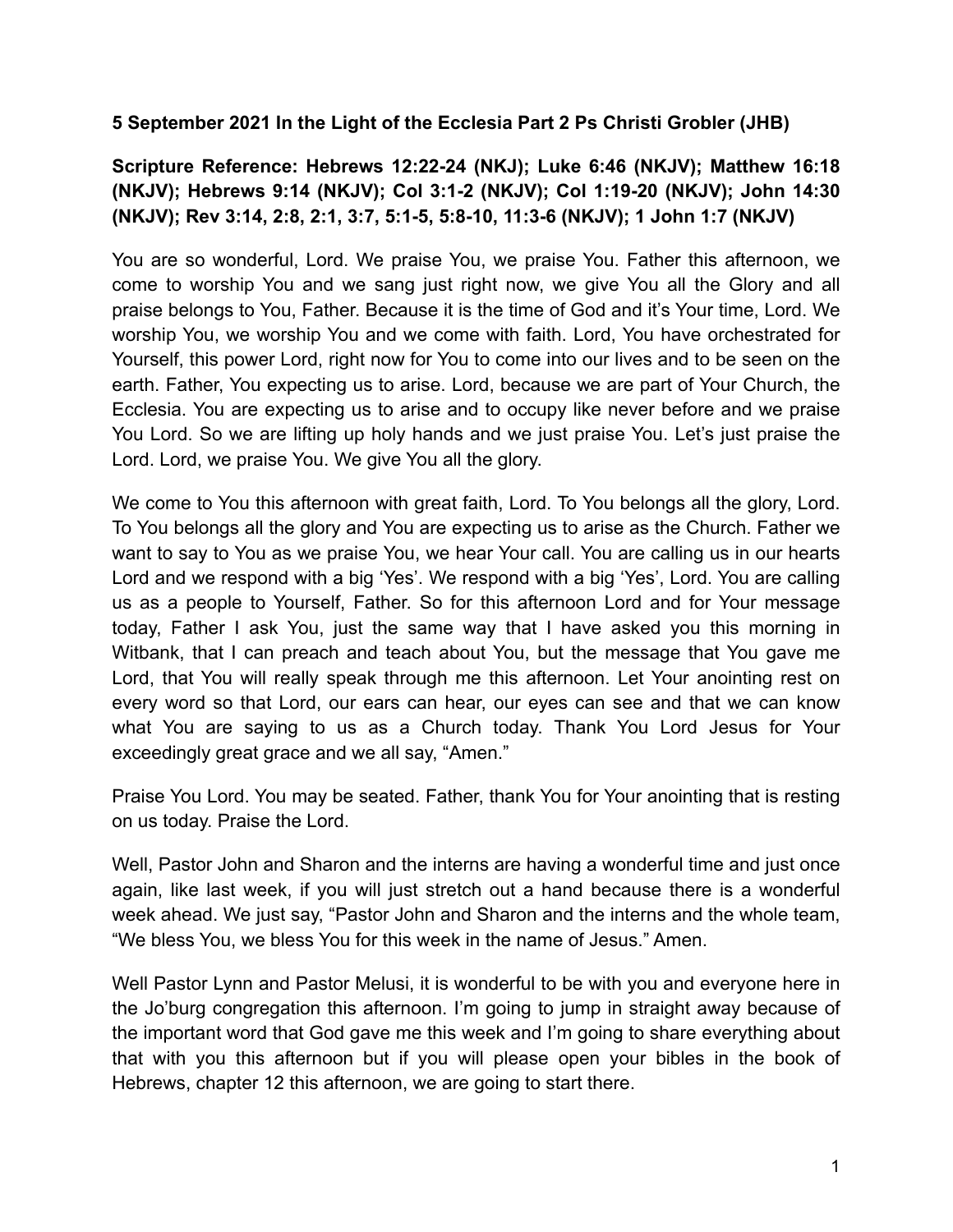**5 September 2021 In the Light of the Ecclesia Part 2 Ps Christi Grobler (JHB)**

**Scripture Reference: Hebrews 12:22-24 (NKJ); Luke 6:46 (NKJV); Matthew 16:18 (NKJV); Hebrews 9:14 (NKJV); Col 3:1-2 (NKJV); Col 1:19-20 (NKJV); John 14:30 (NKJV); Rev 3:14, 2:8, 2:1, 3:7, 5:1-5, 5:8-10, 11:3-6 (NKJV); 1 John 1:7 (NKJV)**

You are so wonderful, Lord. We praise You, we praise You. Father this afternoon, we come to worship You and we sang just right now, we give You all the Glory and all praise belongs to You, Father. Because it is the time of God and it's Your time, Lord. We worship You, we worship You and we come with faith. Lord, You have orchestrated for Yourself, this power Lord, right now for You to come into our lives and to be seen on the earth. Father, You expecting us to arise. Lord, because we are part of Your Church, the Ecclesia. You are expecting us to arise and to occupy like never before and we praise You Lord. So we are lifting up holy hands and we just praise You. Let's just praise the Lord. Lord, we praise You. We give You all the glory.

We come to You this afternoon with great faith, Lord. To You belongs all the glory, Lord. To You belongs all the glory and You are expecting us to arise as the Church. Father we want to say to You as we praise You, we hear Your call. You are calling us in our hearts Lord and we respond with a big 'Yes'. We respond with a big 'Yes', Lord. You are calling us as a people to Yourself, Father. So for this afternoon Lord and for Your message today, Father I ask You, just the same way that I have asked you this morning in Witbank, that I can preach and teach about You, but the message that You gave me Lord, that You will really speak through me this afternoon. Let Your anointing rest on every word so that Lord, our ears can hear, our eyes can see and that we can know what You are saying to us as a Church today. Thank You Lord Jesus for Your exceedingly great grace and we all say, "Amen."

Praise You Lord. You may be seated. Father, thank You for Your anointing that is resting on us today. Praise the Lord.

Well, Pastor John and Sharon and the interns are having a wonderful time and just once again, like last week, if you will just stretch out a hand because there is a wonderful week ahead. We just say, "Pastor John and Sharon and the interns and the whole team, "We bless You, we bless You for this week in the name of Jesus." Amen.

Well Pastor Lynn and Pastor Melusi, it is wonderful to be with you and everyone here in the Jo'burg congregation this afternoon. I'm going to jump in straight away because of the important word that God gave me this week and I'm going to share everything about that with you this afternoon but if you will please open your bibles in the book of Hebrews, chapter 12 this afternoon, we are going to start there.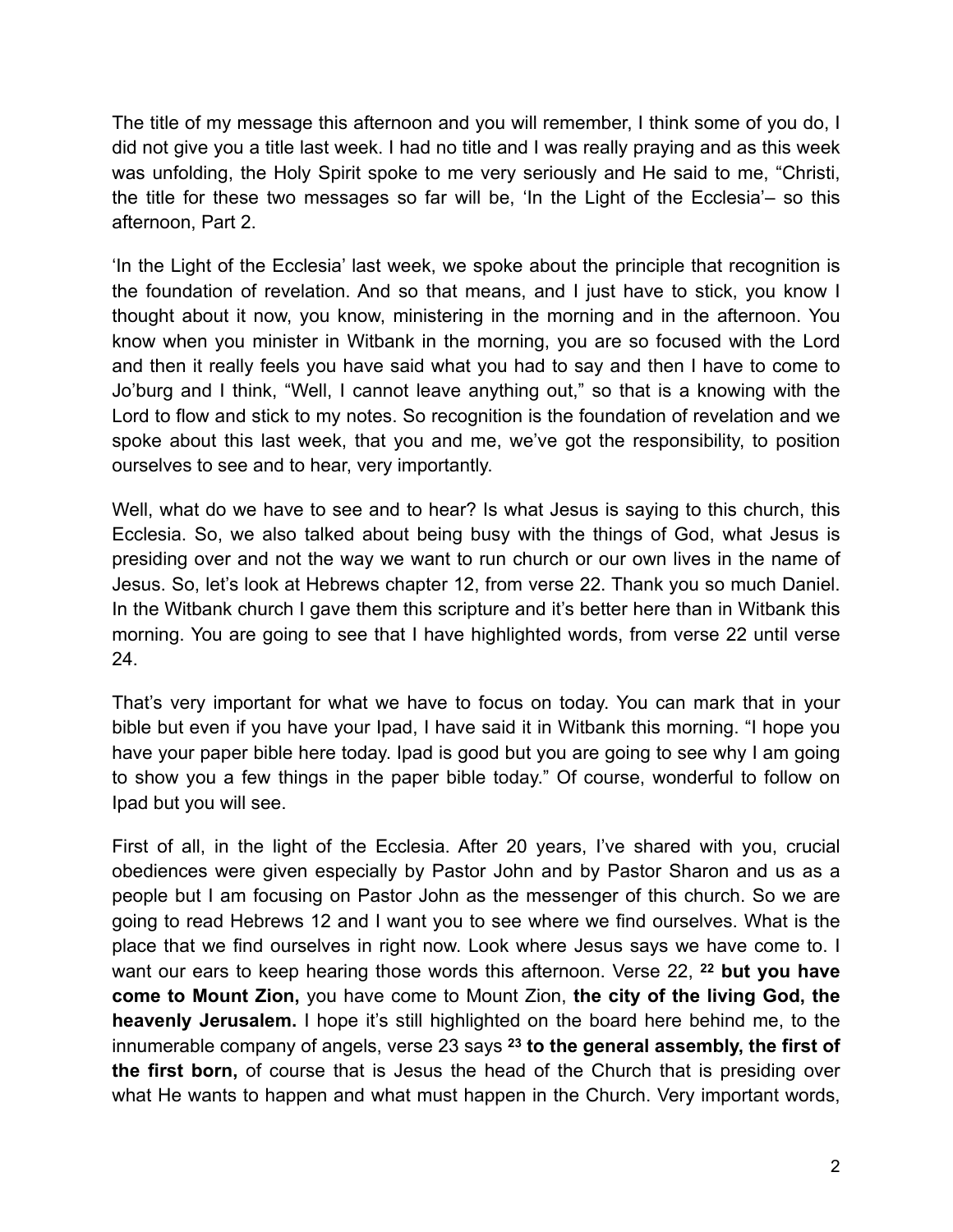The title of my message this afternoon and you will remember, I think some of you do, I did not give you a title last week. I had no title and I was really praying and as this week was unfolding, the Holy Spirit spoke to me very seriously and He said to me, "Christi, the title for these two messages so far will be, 'In the Light of the Ecclesia'– so this afternoon, Part 2.

'In the Light of the Ecclesia' last week, we spoke about the principle that recognition is the foundation of revelation. And so that means, and I just have to stick, you know I thought about it now, you know, ministering in the morning and in the afternoon. You know when you minister in Witbank in the morning, you are so focused with the Lord and then it really feels you have said what you had to say and then I have to come to Jo'burg and I think, "Well, I cannot leave anything out," so that is a knowing with the Lord to flow and stick to my notes. So recognition is the foundation of revelation and we spoke about this last week, that you and me, we've got the responsibility, to position ourselves to see and to hear, very importantly.

Well, what do we have to see and to hear? Is what Jesus is saying to this church, this Ecclesia. So, we also talked about being busy with the things of God, what Jesus is presiding over and not the way we want to run church or our own lives in the name of Jesus. So, let's look at Hebrews chapter 12, from verse 22. Thank you so much Daniel. In the Witbank church I gave them this scripture and it's better here than in Witbank this morning. You are going to see that I have highlighted words, from verse 22 until verse 24.

That's very important for what we have to focus on today. You can mark that in your bible but even if you have your Ipad, I have said it in Witbank this morning. "I hope you have your paper bible here today. Ipad is good but you are going to see why I am going to show you a few things in the paper bible today." Of course, wonderful to follow on Ipad but you will see.

First of all, in the light of the Ecclesia. After 20 years, I've shared with you, crucial obediences were given especially by Pastor John and by Pastor Sharon and us as a people but I am focusing on Pastor John as the messenger of this church. So we are going to read Hebrews 12 and I want you to see where we find ourselves. What is the place that we find ourselves in right now. Look where Jesus says we have come to. I want our ears to keep hearing those words this afternoon. Verse 22, **22 but you have come to Mount Zion,** you have come to Mount Zion, **the city of the living God, the heavenly Jerusalem.** I hope it's still highlighted on the board here behind me, to the innumerable company of angels, verse 23 says **23 to the general assembly, the first of the first born,** of course that is Jesus the head of the Church that is presiding over what He wants to happen and what must happen in the Church. Very important words,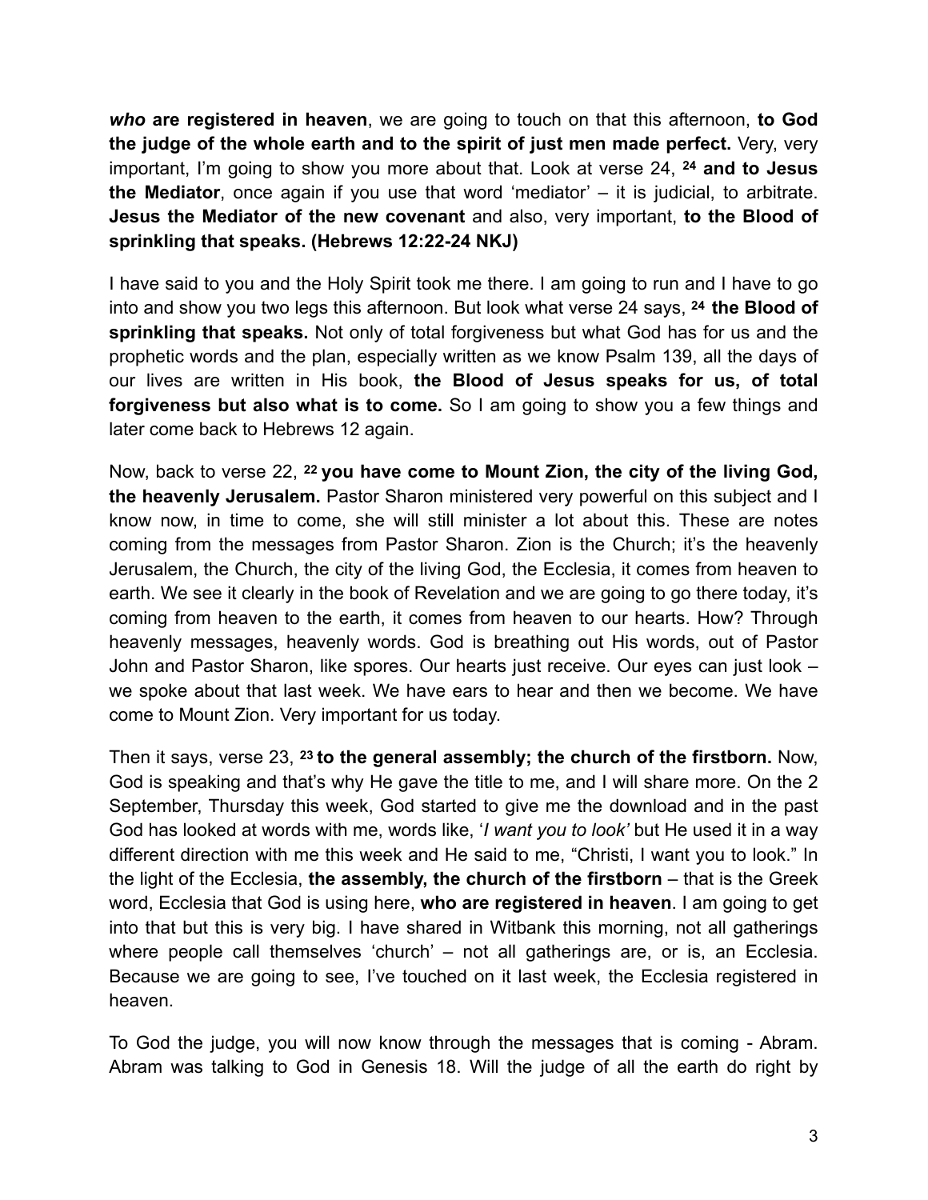***who* are registered in heaven**, we are going to touch on that this afternoon, **to God the judge of the whole earth and to the spirit of just men made perfect.** Very, very important, I'm going to show you more about that. Look at verse 24, **24 and to Jesus the Mediator**, once again if you use that word 'mediator' – it is judicial, to arbitrate. **Jesus the Mediator of the new covenant** and also, very important, **to the Blood of sprinkling that speaks. (Hebrews 12:22-24 NKJ)**

I have said to you and the Holy Spirit took me there. I am going to run and I have to go into and show you two legs this afternoon. But look what verse 24 says, **24 the Blood of sprinkling that speaks.** Not only of total forgiveness but what God has for us and the prophetic words and the plan, especially written as we know Psalm 139, all the days of our lives are written in His book, **the Blood of Jesus speaks for us, of total forgiveness but also what is to come.** So I am going to show you a few things and later come back to Hebrews 12 again.

Now, back to verse 22, **22 you have come to Mount Zion, the city of the living God, the heavenly Jerusalem.** Pastor Sharon ministered very powerful on this subject and I know now, in time to come, she will still minister a lot about this. These are notes coming from the messages from Pastor Sharon. Zion is the Church; it's the heavenly Jerusalem, the Church, the city of the living God, the Ecclesia, it comes from heaven to earth. We see it clearly in the book of Revelation and we are going to go there today, it's coming from heaven to the earth, it comes from heaven to our hearts. How? Through heavenly messages, heavenly words. God is breathing out His words, out of Pastor John and Pastor Sharon, like spores. Our hearts just receive. Our eyes can just look – we spoke about that last week. We have ears to hear and then we become. We have come to Mount Zion. Very important for us today.

Then it says, verse 23, **23 to the general assembly; the church of the firstborn.** Now, God is speaking and that's why He gave the title to me, and I will share more. On the 2 September, Thursday this week, God started to give me the download and in the past God has looked at words with me, words like, '*I want you to look'* but He used it in a way different direction with me this week and He said to me, "Christi, I want you to look." In the light of the Ecclesia, **the assembly, the church of the firstborn** – that is the Greek word, Ecclesia that God is using here, **who are registered in heaven**. I am going to get into that but this is very big. I have shared in Witbank this morning, not all gatherings where people call themselves 'church' – not all gatherings are, or is, an Ecclesia. Because we are going to see, I've touched on it last week, the Ecclesia registered in heaven.

To God the judge, you will now know through the messages that is coming - Abram. Abram was talking to God in Genesis 18. Will the judge of all the earth do right by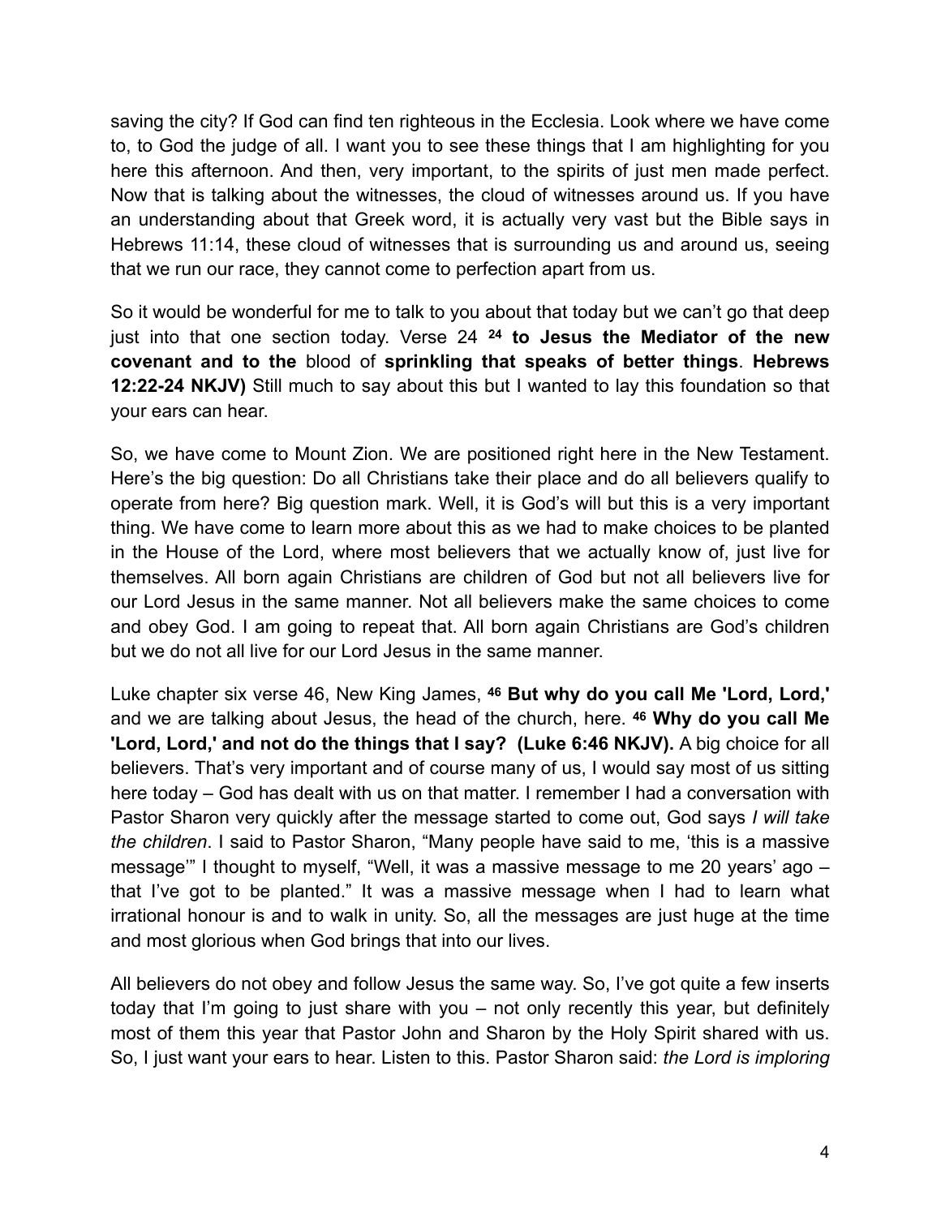saving the city? If God can find ten righteous in the Ecclesia. Look where we have come to, to God the judge of all. I want you to see these things that I am highlighting for you here this afternoon. And then, very important, to the spirits of just men made perfect. Now that is talking about the witnesses, the cloud of witnesses around us. If you have an understanding about that Greek word, it is actually very vast but the Bible says in Hebrews 11:14, these cloud of witnesses that is surrounding us and around us, seeing that we run our race, they cannot come to perfection apart from us.

So it would be wonderful for me to talk to you about that today but we can't go that deep just into that one section today. Verse 24 **24 to Jesus the Mediator of the new covenant and to the** blood of **sprinkling that speaks of better things**. **Hebrews 12:22-24 NKJV)** Still much to say about this but I wanted to lay this foundation so that your ears can hear.

So, we have come to Mount Zion. We are positioned right here in the New Testament. Here's the big question: Do all Christians take their place and do all believers qualify to operate from here? Big question mark. Well, it is God's will but this is a very important thing. We have come to learn more about this as we had to make choices to be planted in the House of the Lord, where most believers that we actually know of, just live for themselves. All born again Christians are children of God but not all believers live for our Lord Jesus in the same manner. Not all believers make the same choices to come and obey God. I am going to repeat that. All born again Christians are God's children but we do not all live for our Lord Jesus in the same manner.

Luke chapter six verse 46, New King James, **46 But why do you call Me 'Lord, Lord,'** and we are talking about Jesus, the head of the church, here. **46 Why do you call Me 'Lord, Lord,' and not do the things that I say? (Luke 6:46 NKJV).** A big choice for all believers. That's very important and of course many of us, I would say most of us sitting here today – God has dealt with us on that matter. I remember I had a conversation with Pastor Sharon very quickly after the message started to come out, God says *I will take the children*. I said to Pastor Sharon, "Many people have said to me, 'this is a massive message'" I thought to myself, "Well, it was a massive message to me 20 years' ago – that I've got to be planted." It was a massive message when I had to learn what irrational honour is and to walk in unity. So, all the messages are just huge at the time and most glorious when God brings that into our lives.

All believers do not obey and follow Jesus the same way. So, I've got quite a few inserts today that I'm going to just share with you – not only recently this year, but definitely most of them this year that Pastor John and Sharon by the Holy Spirit shared with us. So, I just want your ears to hear. Listen to this. Pastor Sharon said: *the Lord is imploring*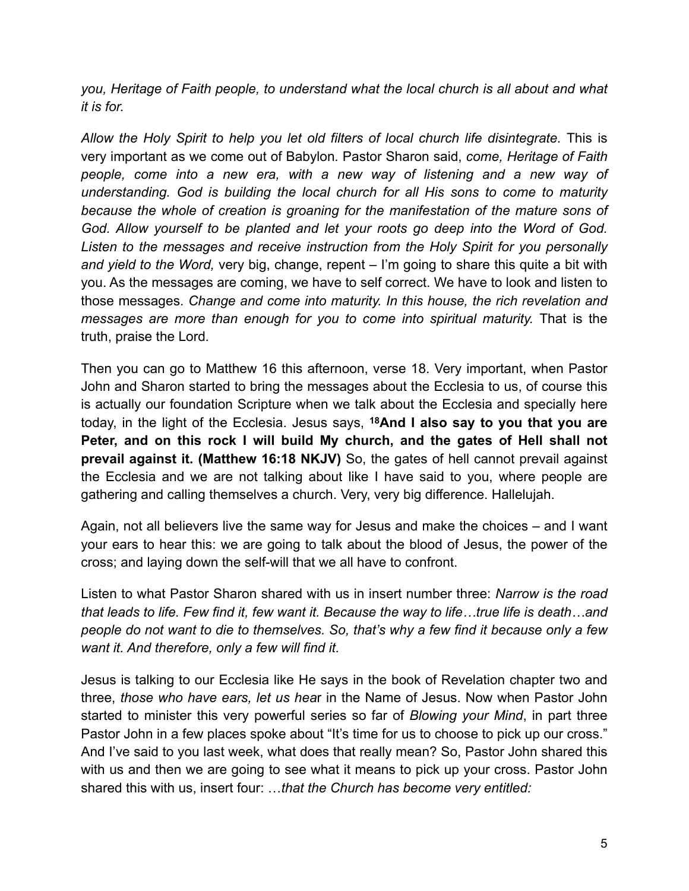*you, Heritage of Faith people, to understand what the local church is all about and what it is for.*

*Allow the Holy Spirit to help you let old filters of local church life disintegrate.* This is very important as we come out of Babylon. Pastor Sharon said, *come, Heritage of Faith people, come into a new era, with a new way of listening and a new way of understanding. God is building the local church for all His sons to come to maturity because the whole of creation is groaning for the manifestation of the mature sons of God. Allow yourself to be planted and let your roots go deep into the Word of God. Listen to the messages and receive instruction from the Holy Spirit for you personally and yield to the Word,* very big, change, repent – I'm going to share this quite a bit with you. As the messages are coming, we have to self correct. We have to look and listen to those messages. *Change and come into maturity. In this house, the rich revelation and messages are more than enough for you to come into spiritual maturity.* That is the truth, praise the Lord.

Then you can go to Matthew 16 this afternoon, verse 18. Very important, when Pastor John and Sharon started to bring the messages about the Ecclesia to us, of course this is actually our foundation Scripture when we talk about the Ecclesia and specially here today, in the light of the Ecclesia. Jesus says, **[18]And I also say to you that you are Peter, and on this rock I will build My church, and the gates of Hell shall not prevail against it. (Matthew 16:18 NKJV)** So, the gates of hell cannot prevail against the Ecclesia and we are not talking about like I have said to you, where people are gathering and calling themselves a church. Very, very big difference. Hallelujah.

Again, not all believers live the same way for Jesus and make the choices – and I want your ears to hear this: we are going to talk about the blood of Jesus, the power of the cross; and laying down the self-will that we all have to confront.

Listen to what Pastor Sharon shared with us in insert number three: *Narrow is the road that leads to life. Few find it, few want it. Because the way to life…true life is death…and people do not want to die to themselves. So, that's why a few find it because only a few want it. And therefore, only a few will find it.*

Jesus is talking to our Ecclesia like He says in the book of Revelation chapter two and three, *those who have ears, let us hea*r in the Name of Jesus. Now when Pastor John started to minister this very powerful series so far of *Blowing your Mind*, in part three Pastor John in a few places spoke about "It's time for us to choose to pick up our cross." And I've said to you last week, what does that really mean? So, Pastor John shared this with us and then we are going to see what it means to pick up your cross. Pastor John shared this with us, insert four: …*that the Church has become very entitled:*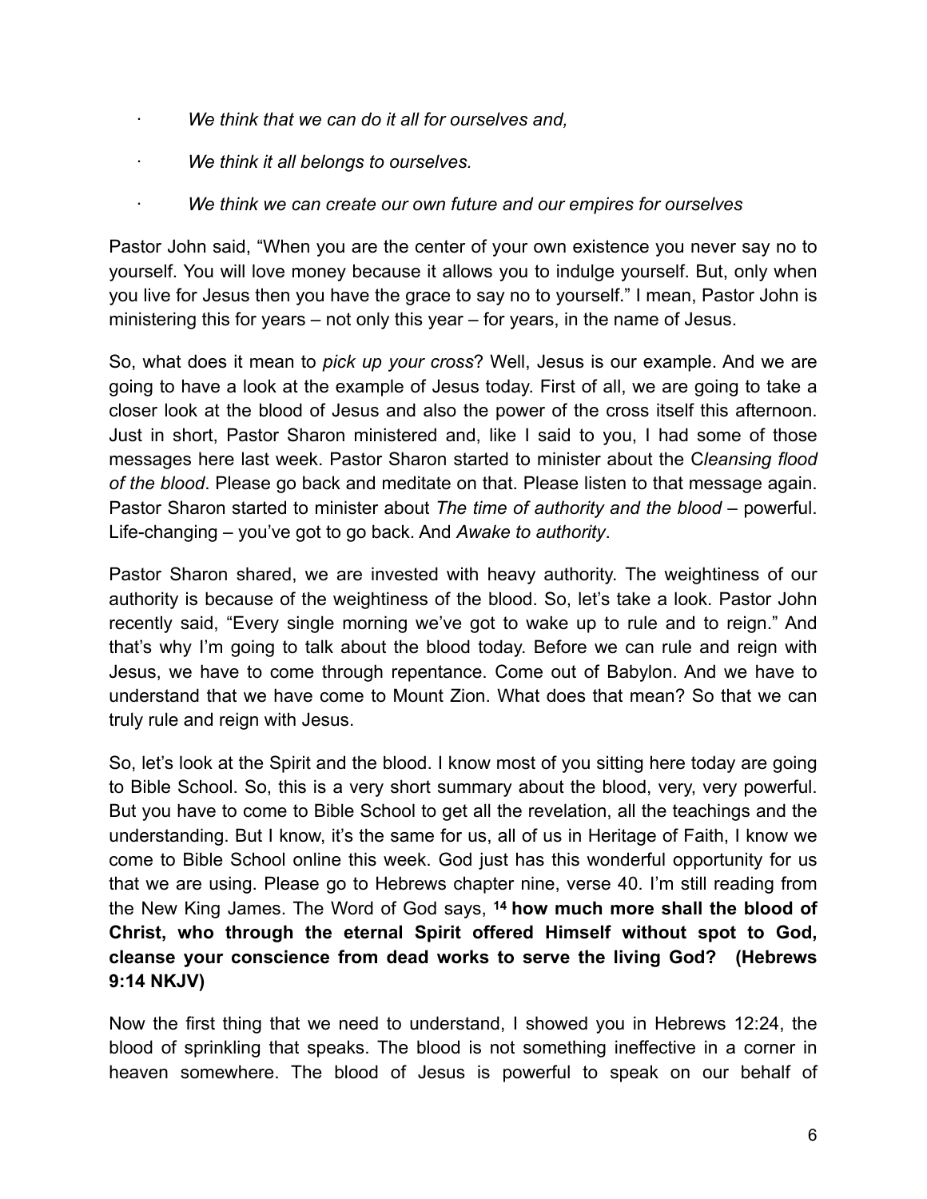- *We think that we can do it all for ourselves and,*
- *We think it all belongs to ourselves.*
- *We think we can create our own future and our empires for ourselves*

Pastor John said, "When you are the center of your own existence you never say no to yourself. You will love money because it allows you to indulge yourself. But, only when you live for Jesus then you have the grace to say no to yourself." I mean, Pastor John is ministering this for years – not only this year – for years, in the name of Jesus.

So, what does it mean to *pick up your cross*? Well, Jesus is our example. And we are going to have a look at the example of Jesus today. First of all, we are going to take a closer look at the blood of Jesus and also the power of the cross itself this afternoon. Just in short, Pastor Sharon ministered and, like I said to you, I had some of those messages here last week. Pastor Sharon started to minister about the C*leansing flood of the blood*. Please go back and meditate on that. Please listen to that message again. Pastor Sharon started to minister about *The time of authority and the blood* – powerful. Life-changing – you've got to go back. And *Awake to authority*.

Pastor Sharon shared, we are invested with heavy authority. The weightiness of our authority is because of the weightiness of the blood. So, let's take a look. Pastor John recently said, "Every single morning we've got to wake up to rule and to reign." And that's why I'm going to talk about the blood today. Before we can rule and reign with Jesus, we have to come through repentance. Come out of Babylon. And we have to understand that we have come to Mount Zion. What does that mean? So that we can truly rule and reign with Jesus.

So, let's look at the Spirit and the blood. I know most of you sitting here today are going to Bible School. So, this is a very short summary about the blood, very, very powerful. But you have to come to Bible School to get all the revelation, all the teachings and the understanding. But I know, it's the same for us, all of us in Heritage of Faith, I know we come to Bible School online this week. God just has this wonderful opportunity for us that we are using. Please go to Hebrews chapter nine, verse 40. I'm still reading from the New King James. The Word of God says, **[14] how much more shall the blood of Christ, who through the eternal Spirit offered Himself without spot to God, cleanse your conscience from dead works to serve the living God? (Hebrews 9:14 NKJV)**

Now the first thing that we need to understand, I showed you in Hebrews 12:24, the blood of sprinkling that speaks. The blood is not something ineffective in a corner in heaven somewhere. The blood of Jesus is powerful to speak on our behalf of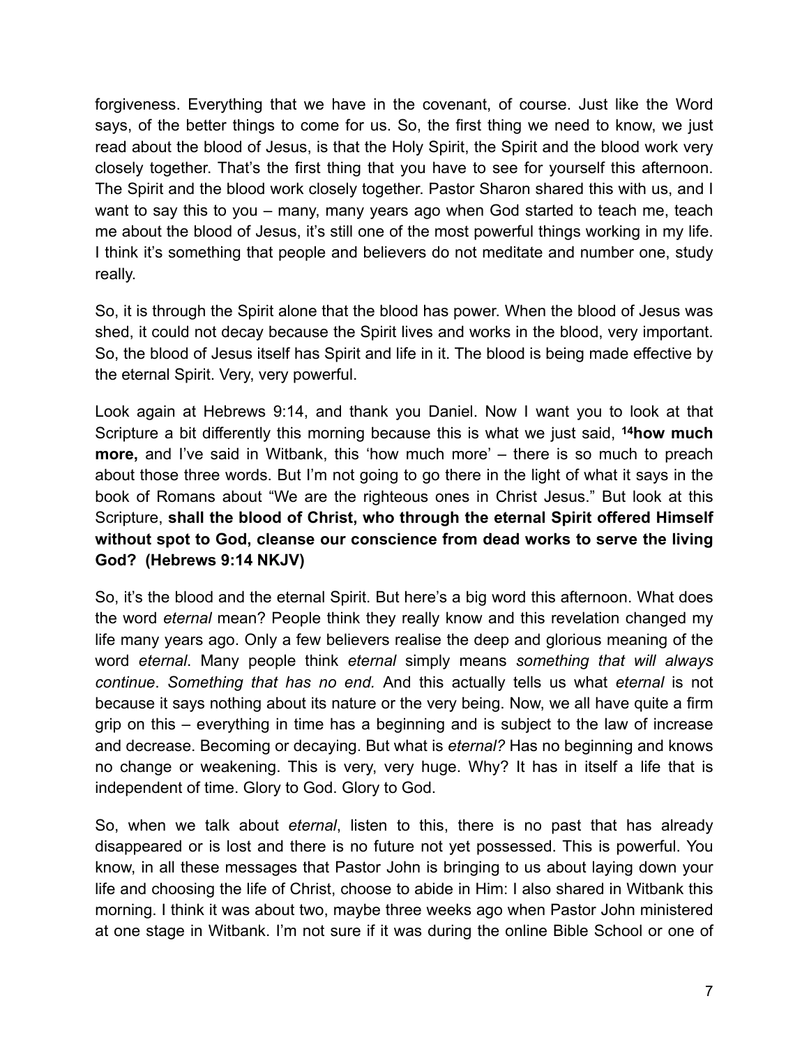forgiveness. Everything that we have in the covenant, of course. Just like the Word says, of the better things to come for us. So, the first thing we need to know, we just read about the blood of Jesus, is that the Holy Spirit, the Spirit and the blood work very closely together. That's the first thing that you have to see for yourself this afternoon. The Spirit and the blood work closely together. Pastor Sharon shared this with us, and I want to say this to you – many, many years ago when God started to teach me, teach me about the blood of Jesus, it's still one of the most powerful things working in my life. I think it's something that people and believers do not meditate and number one, study really.

So, it is through the Spirit alone that the blood has power. When the blood of Jesus was shed, it could not decay because the Spirit lives and works in the blood, very important. So, the blood of Jesus itself has Spirit and life in it. The blood is being made effective by the eternal Spirit. Very, very powerful.

Look again at Hebrews 9:14, and thank you Daniel. Now I want you to look at that Scripture a bit differently this morning because this is what we just said, **14how much more,** and I've said in Witbank, this 'how much more' – there is so much to preach about those three words. But I'm not going to go there in the light of what it says in the book of Romans about "We are the righteous ones in Christ Jesus." But look at this Scripture, **shall the blood of Christ, who through the eternal Spirit offered Himself without spot to God, cleanse our conscience from dead works to serve the living God? (Hebrews 9:14 NKJV)**

So, it's the blood and the eternal Spirit. But here's a big word this afternoon. What does the word *eternal* mean? People think they really know and this revelation changed my life many years ago. Only a few believers realise the deep and glorious meaning of the word *eternal*. Many people think *eternal* simply means *something that will always continue*. *Something that has no end.* And this actually tells us what *eternal* is not because it says nothing about its nature or the very being. Now, we all have quite a firm grip on this – everything in time has a beginning and is subject to the law of increase and decrease. Becoming or decaying. But what is *eternal?* Has no beginning and knows no change or weakening. This is very, very huge. Why? It has in itself a life that is independent of time. Glory to God. Glory to God.

So, when we talk about *eternal*, listen to this, there is no past that has already disappeared or is lost and there is no future not yet possessed. This is powerful. You know, in all these messages that Pastor John is bringing to us about laying down your life and choosing the life of Christ, choose to abide in Him: I also shared in Witbank this morning. I think it was about two, maybe three weeks ago when Pastor John ministered at one stage in Witbank. I'm not sure if it was during the online Bible School or one of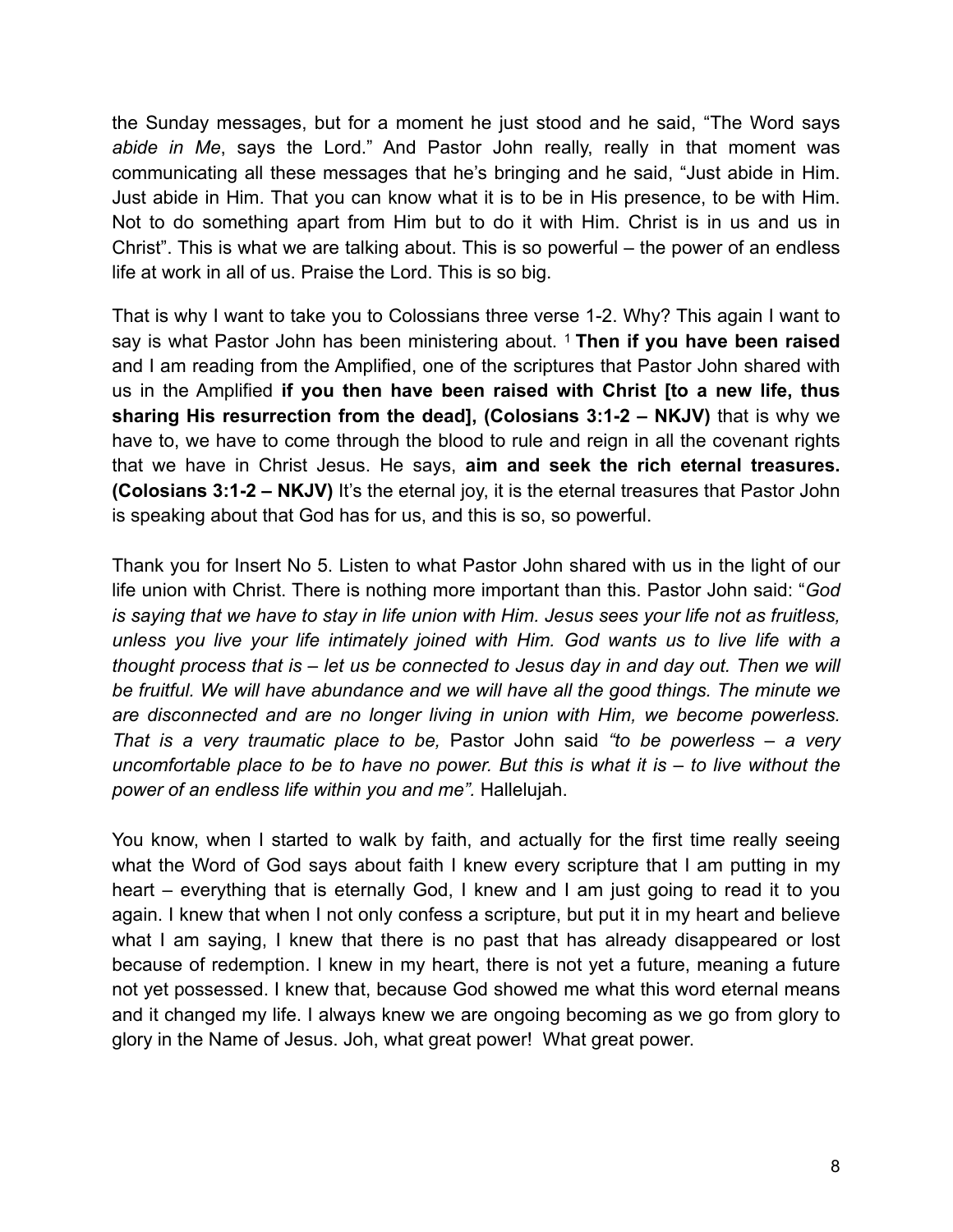the Sunday messages, but for a moment he just stood and he said, "The Word says *abide in Me*, says the Lord." And Pastor John really, really in that moment was communicating all these messages that he's bringing and he said, "Just abide in Him. Just abide in Him. That you can know what it is to be in His presence, to be with Him. Not to do something apart from Him but to do it with Him. Christ is in us and us in Christ". This is what we are talking about. This is so powerful – the power of an endless life at work in all of us. Praise the Lord. This is so big.

That is why I want to take you to Colossians three verse 1-2. Why? This again I want to say is what Pastor John has been ministering about. [1] **Then if you have been raised** and I am reading from the Amplified, one of the scriptures that Pastor John shared with us in the Amplified **if you then have been raised with Christ [to a new life, thus sharing His resurrection from the dead], (Colosians 3:1-2 – NKJV)** that is why we have to, we have to come through the blood to rule and reign in all the covenant rights that we have in Christ Jesus. He says, **aim and seek the rich eternal treasures. (Colosians 3:1-2 – NKJV)** It's the eternal joy, it is the eternal treasures that Pastor John is speaking about that God has for us, and this is so, so powerful.

Thank you for Insert No 5. Listen to what Pastor John shared with us in the light of our life union with Christ. There is nothing more important than this. Pastor John said: "*God is saying that we have to stay in life union with Him. Jesus sees your life not as fruitless, unless you live your life intimately joined with Him. God wants us to live life with a thought process that is – let us be connected to Jesus day in and day out. Then we will be fruitful. We will have abundance and we will have all the good things. The minute we are disconnected and are no longer living in union with Him, we become powerless. That is a very traumatic place to be,* Pastor John said *"to be powerless – a very uncomfortable place to be to have no power. But this is what it is – to live without the power of an endless life within you and me".* Hallelujah.

You know, when I started to walk by faith, and actually for the first time really seeing what the Word of God says about faith I knew every scripture that I am putting in my heart – everything that is eternally God, I knew and I am just going to read it to you again. I knew that when I not only confess a scripture, but put it in my heart and believe what I am saying, I knew that there is no past that has already disappeared or lost because of redemption. I knew in my heart, there is not yet a future, meaning a future not yet possessed. I knew that, because God showed me what this word eternal means and it changed my life. I always knew we are ongoing becoming as we go from glory to glory in the Name of Jesus. Joh, what great power! What great power.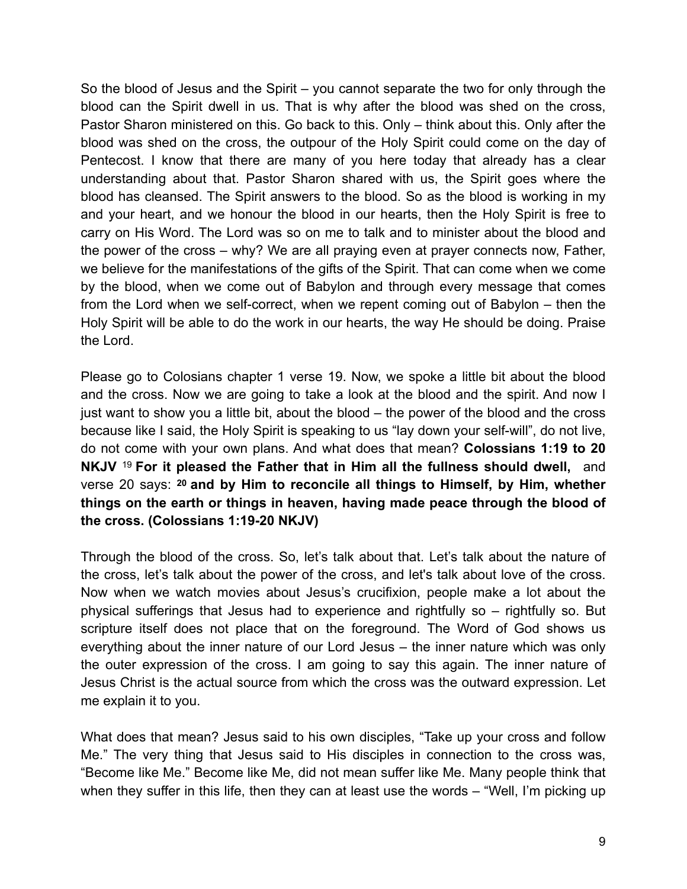So the blood of Jesus and the Spirit – you cannot separate the two for only through the blood can the Spirit dwell in us. That is why after the blood was shed on the cross, Pastor Sharon ministered on this. Go back to this. Only – think about this. Only after the blood was shed on the cross, the outpour of the Holy Spirit could come on the day of Pentecost. I know that there are many of you here today that already has a clear understanding about that. Pastor Sharon shared with us, the Spirit goes where the blood has cleansed. The Spirit answers to the blood. So as the blood is working in my and your heart, and we honour the blood in our hearts, then the Holy Spirit is free to carry on His Word. The Lord was so on me to talk and to minister about the blood and the power of the cross – why? We are all praying even at prayer connects now, Father, we believe for the manifestations of the gifts of the Spirit. That can come when we come by the blood, when we come out of Babylon and through every message that comes from the Lord when we self-correct, when we repent coming out of Babylon – then the Holy Spirit will be able to do the work in our hearts, the way He should be doing. Praise the Lord.

Please go to Colosians chapter 1 verse 19. Now, we spoke a little bit about the blood and the cross. Now we are going to take a look at the blood and the spirit. And now I just want to show you a little bit, about the blood – the power of the blood and the cross because like I said, the Holy Spirit is speaking to us "lay down your self-will", do not live, do not come with your own plans. And what does that mean? **Colossians 1:19 to 20 NKJV** [19] **For it pleased the Father that in Him all the fullness should dwell,** and verse 20 says: **[20] and by Him to reconcile all things to Himself, by Him, whether things on the earth or things in heaven, having made peace through the blood of the cross. (Colossians 1:19-20 NKJV)**

Through the blood of the cross. So, let's talk about that. Let's talk about the nature of the cross, let's talk about the power of the cross, and let's talk about love of the cross. Now when we watch movies about Jesus's crucifixion, people make a lot about the physical sufferings that Jesus had to experience and rightfully so – rightfully so. But scripture itself does not place that on the foreground. The Word of God shows us everything about the inner nature of our Lord Jesus – the inner nature which was only the outer expression of the cross. I am going to say this again. The inner nature of Jesus Christ is the actual source from which the cross was the outward expression. Let me explain it to you.

What does that mean? Jesus said to his own disciples, "Take up your cross and follow Me." The very thing that Jesus said to His disciples in connection to the cross was, "Become like Me." Become like Me, did not mean suffer like Me. Many people think that when they suffer in this life, then they can at least use the words – "Well, I'm picking up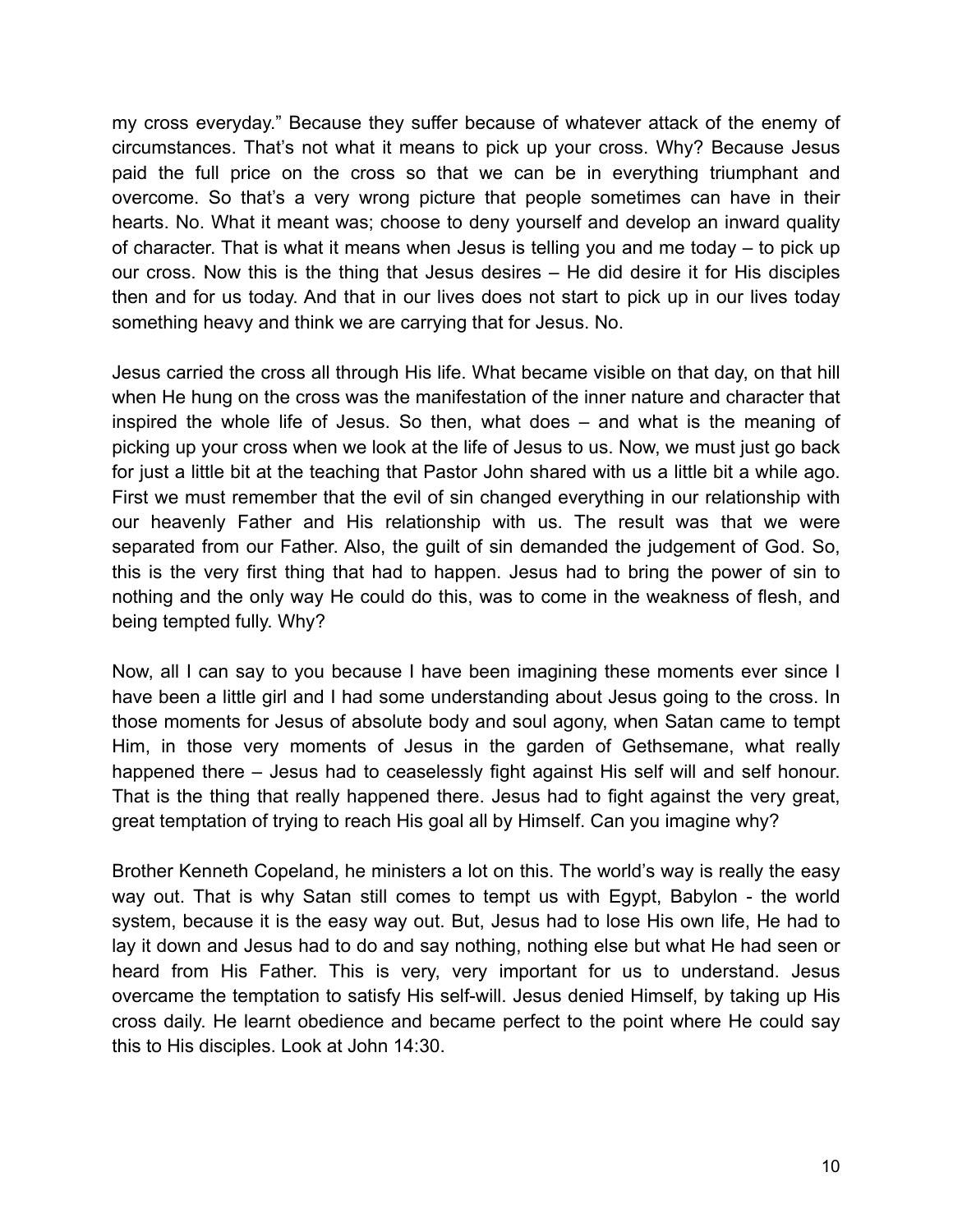my cross everyday." Because they suffer because of whatever attack of the enemy of circumstances. That's not what it means to pick up your cross. Why? Because Jesus paid the full price on the cross so that we can be in everything triumphant and overcome. So that's a very wrong picture that people sometimes can have in their hearts. No. What it meant was; choose to deny yourself and develop an inward quality of character. That is what it means when Jesus is telling you and me today – to pick up our cross. Now this is the thing that Jesus desires – He did desire it for His disciples then and for us today. And that in our lives does not start to pick up in our lives today something heavy and think we are carrying that for Jesus. No.

Jesus carried the cross all through His life. What became visible on that day, on that hill when He hung on the cross was the manifestation of the inner nature and character that inspired the whole life of Jesus. So then, what does – and what is the meaning of picking up your cross when we look at the life of Jesus to us. Now, we must just go back for just a little bit at the teaching that Pastor John shared with us a little bit a while ago. First we must remember that the evil of sin changed everything in our relationship with our heavenly Father and His relationship with us. The result was that we were separated from our Father. Also, the guilt of sin demanded the judgement of God. So, this is the very first thing that had to happen. Jesus had to bring the power of sin to nothing and the only way He could do this, was to come in the weakness of flesh, and being tempted fully. Why?

Now, all I can say to you because I have been imagining these moments ever since I have been a little girl and I had some understanding about Jesus going to the cross. In those moments for Jesus of absolute body and soul agony, when Satan came to tempt Him, in those very moments of Jesus in the garden of Gethsemane, what really happened there – Jesus had to ceaselessly fight against His self will and self honour. That is the thing that really happened there. Jesus had to fight against the very great, great temptation of trying to reach His goal all by Himself. Can you imagine why?

Brother Kenneth Copeland, he ministers a lot on this. The world's way is really the easy way out. That is why Satan still comes to tempt us with Egypt, Babylon - the world system, because it is the easy way out. But, Jesus had to lose His own life, He had to lay it down and Jesus had to do and say nothing, nothing else but what He had seen or heard from His Father. This is very, very important for us to understand. Jesus overcame the temptation to satisfy His self-will. Jesus denied Himself, by taking up His cross daily. He learnt obedience and became perfect to the point where He could say this to His disciples. Look at John 14:30.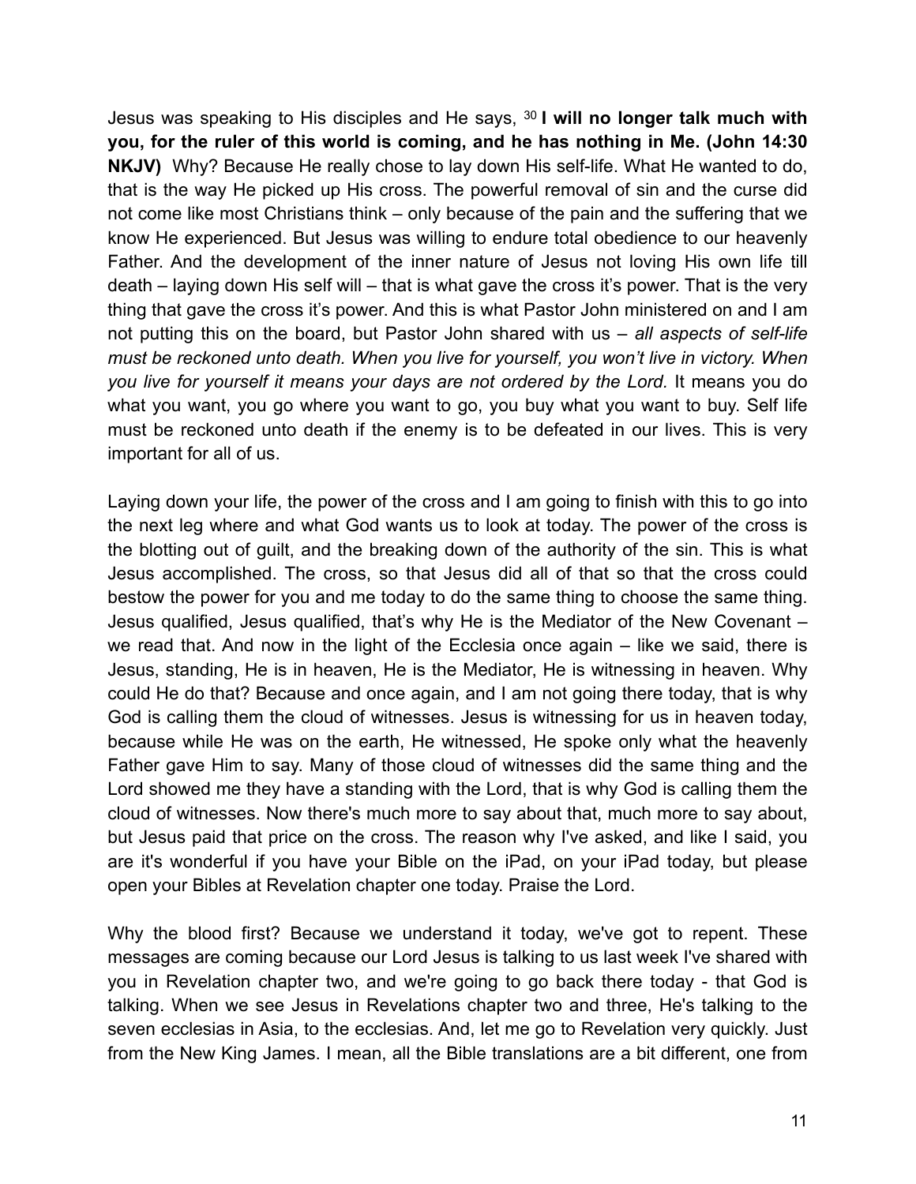Jesus was speaking to His disciples and He says, [30] **I will no longer talk much with you, for the ruler of this world is coming, and he has nothing in Me. (John 14:30 NKJV)** Why? Because He really chose to lay down His self-life. What He wanted to do, that is the way He picked up His cross. The powerful removal of sin and the curse did not come like most Christians think – only because of the pain and the suffering that we know He experienced. But Jesus was willing to endure total obedience to our heavenly Father. And the development of the inner nature of Jesus not loving His own life till death – laying down His self will – that is what gave the cross it's power. That is the very thing that gave the cross it's power. And this is what Pastor John ministered on and I am not putting this on the board, but Pastor John shared with us – *all aspects of self-life must be reckoned unto death. When you live for yourself, you won't live in victory. When you live for yourself it means your days are not ordered by the Lord.* It means you do what you want, you go where you want to go, you buy what you want to buy. Self life must be reckoned unto death if the enemy is to be defeated in our lives. This is very important for all of us.

Laying down your life, the power of the cross and I am going to finish with this to go into the next leg where and what God wants us to look at today. The power of the cross is the blotting out of guilt, and the breaking down of the authority of the sin. This is what Jesus accomplished. The cross, so that Jesus did all of that so that the cross could bestow the power for you and me today to do the same thing to choose the same thing. Jesus qualified, Jesus qualified, that's why He is the Mediator of the New Covenant – we read that. And now in the light of the Ecclesia once again – like we said, there is Jesus, standing, He is in heaven, He is the Mediator, He is witnessing in heaven. Why could He do that? Because and once again, and I am not going there today, that is why God is calling them the cloud of witnesses. Jesus is witnessing for us in heaven today, because while He was on the earth, He witnessed, He spoke only what the heavenly Father gave Him to say. Many of those cloud of witnesses did the same thing and the Lord showed me they have a standing with the Lord, that is why God is calling them the cloud of witnesses. Now there's much more to say about that, much more to say about, but Jesus paid that price on the cross. The reason why I've asked, and like I said, you are it's wonderful if you have your Bible on the iPad, on your iPad today, but please open your Bibles at Revelation chapter one today. Praise the Lord.

Why the blood first? Because we understand it today, we've got to repent. These messages are coming because our Lord Jesus is talking to us last week I've shared with you in Revelation chapter two, and we're going to go back there today - that God is talking. When we see Jesus in Revelations chapter two and three, He's talking to the seven ecclesias in Asia, to the ecclesias. And, let me go to Revelation very quickly. Just from the New King James. I mean, all the Bible translations are a bit different, one from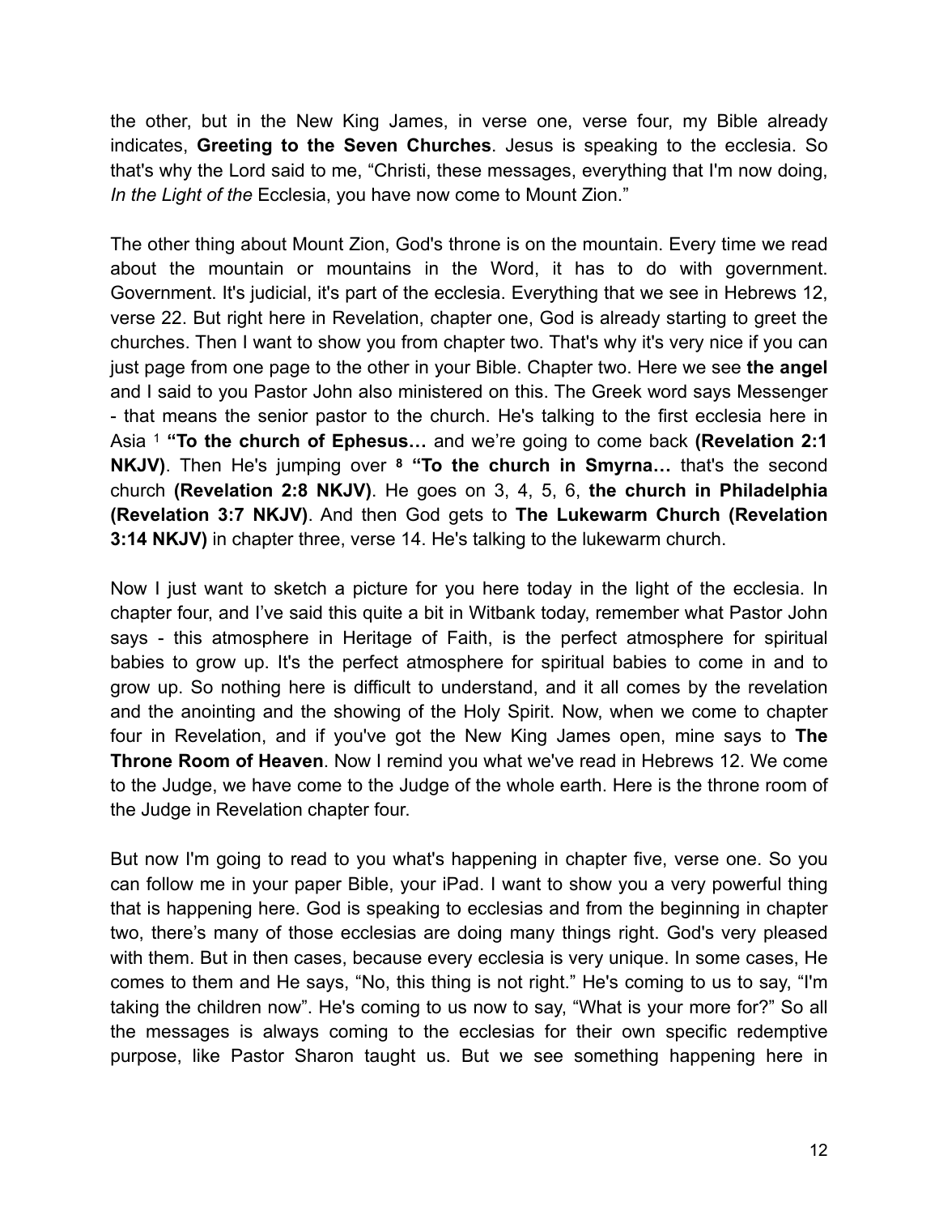the other, but in the New King James, in verse one, verse four, my Bible already indicates, **Greeting to the Seven Churches**. Jesus is speaking to the ecclesia. So that's why the Lord said to me, "Christi, these messages, everything that I'm now doing, *In the Light of the* Ecclesia, you have now come to Mount Zion."

The other thing about Mount Zion, God's throne is on the mountain. Every time we read about the mountain or mountains in the Word, it has to do with government. Government. It's judicial, it's part of the ecclesia. Everything that we see in Hebrews 12, verse 22. But right here in Revelation, chapter one, God is already starting to greet the churches. Then I want to show you from chapter two. That's why it's very nice if you can just page from one page to the other in your Bible. Chapter two. Here we see **the angel** and I said to you Pastor John also ministered on this. The Greek word says Messenger - that means the senior pastor to the church. He's talking to the first ecclesia here in Asia [1] **"To the church of Ephesus…** and we're going to come back **(Revelation 2:1 NKJV)**. Then He's jumping over **[8] "To the church in Smyrna…** that's the second church **(Revelation 2:8 NKJV)**. He goes on 3, 4, 5, 6, **the church in Philadelphia (Revelation 3:7 NKJV)**. And then God gets to **The Lukewarm Church (Revelation 3:14 NKJV)** in chapter three, verse 14. He's talking to the lukewarm church.

Now I just want to sketch a picture for you here today in the light of the ecclesia. In chapter four, and I've said this quite a bit in Witbank today, remember what Pastor John says - this atmosphere in Heritage of Faith, is the perfect atmosphere for spiritual babies to grow up. It's the perfect atmosphere for spiritual babies to come in and to grow up. So nothing here is difficult to understand, and it all comes by the revelation and the anointing and the showing of the Holy Spirit. Now, when we come to chapter four in Revelation, and if you've got the New King James open, mine says to **The Throne Room of Heaven**. Now I remind you what we've read in Hebrews 12. We come to the Judge, we have come to the Judge of the whole earth. Here is the throne room of the Judge in Revelation chapter four.

But now I'm going to read to you what's happening in chapter five, verse one. So you can follow me in your paper Bible, your iPad. I want to show you a very powerful thing that is happening here. God is speaking to ecclesias and from the beginning in chapter two, there's many of those ecclesias are doing many things right. God's very pleased with them. But in then cases, because every ecclesia is very unique. In some cases, He comes to them and He says, "No, this thing is not right." He's coming to us to say, "I'm taking the children now". He's coming to us now to say, "What is your more for?" So all the messages is always coming to the ecclesias for their own specific redemptive purpose, like Pastor Sharon taught us. But we see something happening here in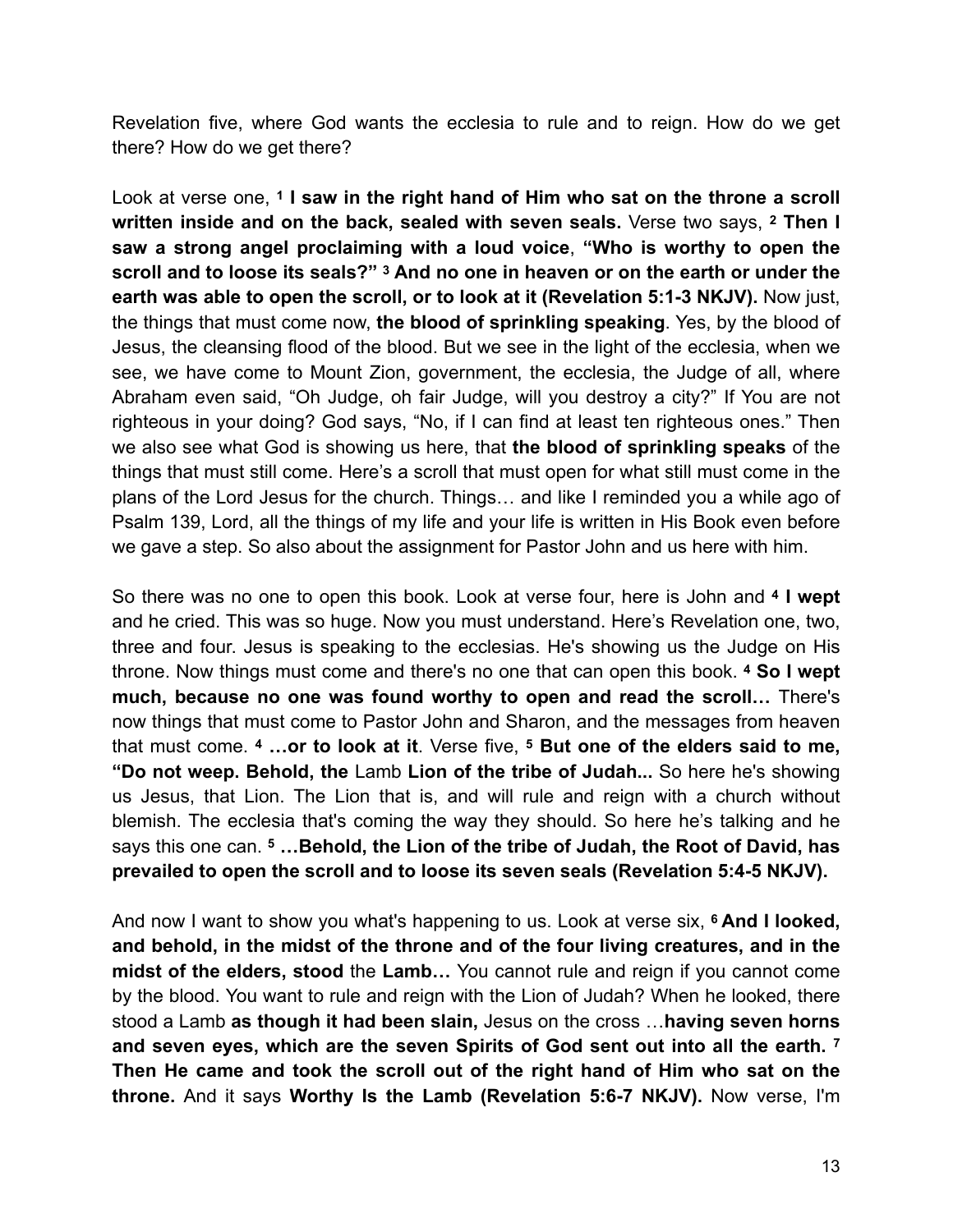Revelation five, where God wants the ecclesia to rule and to reign. How do we get there? How do we get there?

Look at verse one, [1] **I saw in the right hand of Him who sat on the throne a scroll written inside and on the back, sealed with seven seals.** Verse two says, [2] **Then I saw a strong angel proclaiming with a loud voice**, **"Who is worthy to open the scroll and to loose its seals?"** [3] **And no one in heaven or on the earth or under the earth was able to open the scroll, or to look at it (Revelation 5:1-3 NKJV).** Now just, the things that must come now, **the blood of sprinkling speaking**. Yes, by the blood of Jesus, the cleansing flood of the blood. But we see in the light of the ecclesia, when we see, we have come to Mount Zion, government, the ecclesia, the Judge of all, where Abraham even said, "Oh Judge, oh fair Judge, will you destroy a city?" If You are not righteous in your doing? God says, "No, if I can find at least ten righteous ones." Then we also see what God is showing us here, that **the blood of sprinkling speaks** of the things that must still come. Here's a scroll that must open for what still must come in the plans of the Lord Jesus for the church. Things… and like I reminded you a while ago of Psalm 139, Lord, all the things of my life and your life is written in His Book even before we gave a step. So also about the assignment for Pastor John and us here with him.

So there was no one to open this book. Look at verse four, here is John and [4] **I wept** and he cried. This was so huge. Now you must understand. Here's Revelation one, two, three and four. Jesus is speaking to the ecclesias. He's showing us the Judge on His throne. Now things must come and there's no one that can open this book. [4] **So I wept much, because no one was found worthy to open and read the scroll…** There's now things that must come to Pastor John and Sharon, and the messages from heaven that must come. [4] **…or to look at it**. Verse five, [5] **But one of the elders said to me, "Do not weep. Behold, the** Lamb **Lion of the tribe of Judah...** So here he's showing us Jesus, that Lion. The Lion that is, and will rule and reign with a church without blemish. The ecclesia that's coming the way they should. So here he's talking and he says this one can. [5] **…Behold, the Lion of the tribe of Judah, the Root of David, has prevailed to open the scroll and to loose its seven seals (Revelation 5:4-5 NKJV).**

And now I want to show you what's happening to us. Look at verse six, [6] **And I looked, and behold, in the midst of the throne and of the four living creatures, and in the midst of the elders, stood** the **Lamb…** You cannot rule and reign if you cannot come by the blood. You want to rule and reign with the Lion of Judah? When he looked, there stood a Lamb **as though it had been slain,** Jesus on the cross …**having seven horns and seven eyes, which are the seven Spirits of God sent out into all the earth.** [7] **Then He came and took the scroll out of the right hand of Him who sat on the throne.** And it says **Worthy Is the Lamb (Revelation 5:6-7 NKJV).** Now verse, I'm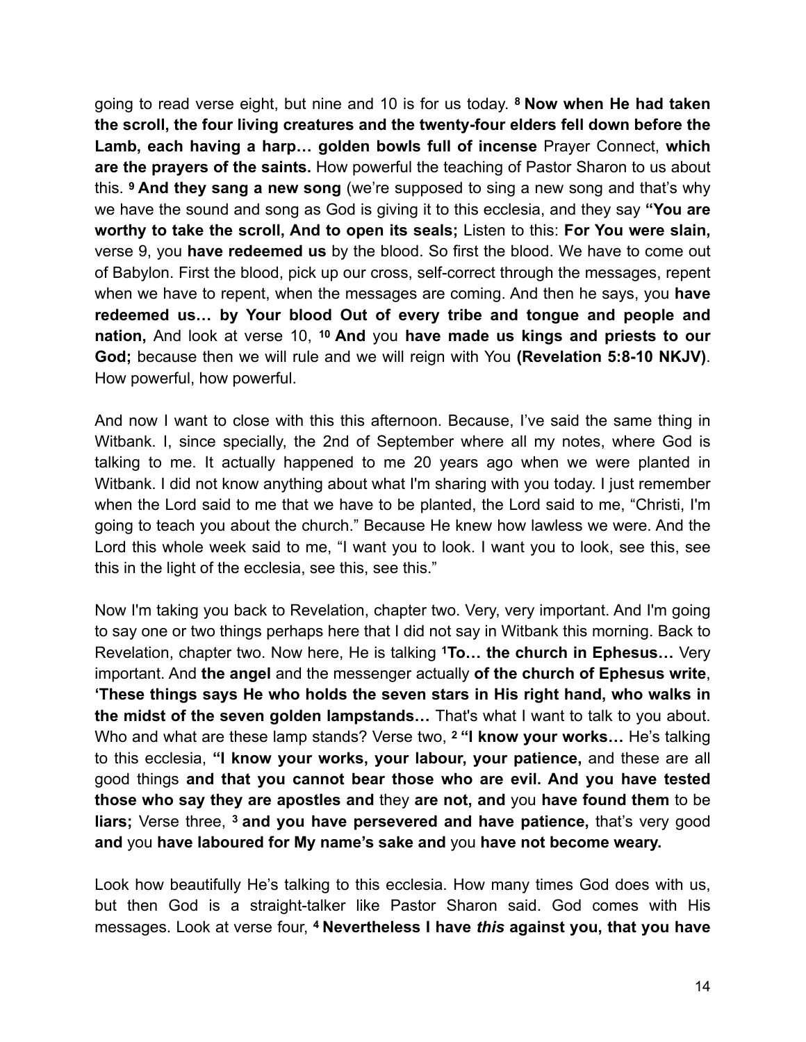going to read verse eight, but nine and 10 is for us today. [8] **Now when He had taken the scroll, the four living creatures and the twenty-four elders fell down before the Lamb, each having a harp… golden bowls full of incense** Prayer Connect, **which are the prayers of the saints.** How powerful the teaching of Pastor Sharon to us about this. [9] **And they sang a new song** (we're supposed to sing a new song and that's why we have the sound and song as God is giving it to this ecclesia, and they say **"You are worthy to take the scroll, And to open its seals;** Listen to this: **For You were slain,** verse 9, you **have redeemed us** by the blood. So first the blood. We have to come out of Babylon. First the blood, pick up our cross, self-correct through the messages, repent when we have to repent, when the messages are coming. And then he says, you **have redeemed us… by Your blood Out of every tribe and tongue and people and nation,** And look at verse 10, [10] **And** you **have made us kings and priests to our God;** because then we will rule and we will reign with You **(Revelation 5:8-10 NKJV)**. How powerful, how powerful.

And now I want to close with this this afternoon. Because, I've said the same thing in Witbank. I, since specially, the 2nd of September where all my notes, where God is talking to me. It actually happened to me 20 years ago when we were planted in Witbank. I did not know anything about what I'm sharing with you today. I just remember when the Lord said to me that we have to be planted, the Lord said to me, "Christi, I'm going to teach you about the church." Because He knew how lawless we were. And the Lord this whole week said to me, "I want you to look. I want you to look, see this, see this in the light of the ecclesia, see this, see this."

Now I'm taking you back to Revelation, chapter two. Very, very important. And I'm going to say one or two things perhaps here that I did not say in Witbank this morning. Back to Revelation, chapter two. Now here, He is talking [1]**To… the church in Ephesus…** Very important. And **the angel** and the messenger actually **of the church of Ephesus write, 'These things says He who holds the seven stars in His right hand, who walks in the midst of the seven golden lampstands…** That's what I want to talk to you about. Who and what are these lamp stands? Verse two, [2] **"I know your works…** He's talking to this ecclesia, **"I know your works, your labour, your patience,** and these are all good things **and that you cannot bear those who are evil. And you have tested those who say they are apostles and** they **are not, and** you **have found them** to be **liars;** Verse three, [3] **and you have persevered and have patience,** that's very good **and** you **have laboured for My name's sake and** you **have not become weary.**

Look how beautifully He's talking to this ecclesia. How many times God does with us, but then God is a straight-talker like Pastor Sharon said. God comes with His messages. Look at verse four, [4] **Nevertheless I have *this* against you, that you have**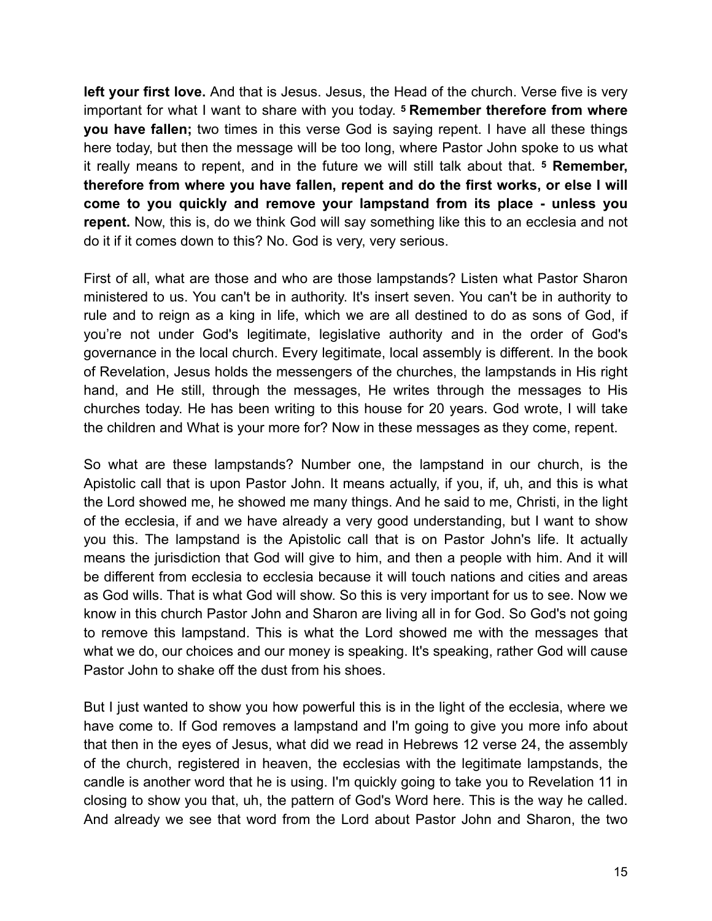**left your first love.** And that is Jesus. Jesus, the Head of the church. Verse five is very important for what I want to share with you today. [5] **Remember therefore from where you have fallen;** two times in this verse God is saying repent. I have all these things here today, but then the message will be too long, where Pastor John spoke to us what it really means to repent, and in the future we will still talk about that. [5] **Remember, therefore from where you have fallen, repent and do the first works, or else I will come to you quickly and remove your lampstand from its place - unless you repent.** Now, this is, do we think God will say something like this to an ecclesia and not do it if it comes down to this? No. God is very, very serious.

First of all, what are those and who are those lampstands? Listen what Pastor Sharon ministered to us. You can't be in authority. It's insert seven. You can't be in authority to rule and to reign as a king in life, which we are all destined to do as sons of God, if you're not under God's legitimate, legislative authority and in the order of God's governance in the local church. Every legitimate, local assembly is different. In the book of Revelation, Jesus holds the messengers of the churches, the lampstands in His right hand, and He still, through the messages, He writes through the messages to His churches today. He has been writing to this house for 20 years. God wrote, I will take the children and What is your more for? Now in these messages as they come, repent.

So what are these lampstands? Number one, the lampstand in our church, is the Apistolic call that is upon Pastor John. It means actually, if you, if, uh, and this is what the Lord showed me, he showed me many things. And he said to me, Christi, in the light of the ecclesia, if and we have already a very good understanding, but I want to show you this. The lampstand is the Apistolic call that is on Pastor John's life. It actually means the jurisdiction that God will give to him, and then a people with him. And it will be different from ecclesia to ecclesia because it will touch nations and cities and areas as God wills. That is what God will show. So this is very important for us to see. Now we know in this church Pastor John and Sharon are living all in for God. So God's not going to remove this lampstand. This is what the Lord showed me with the messages that what we do, our choices and our money is speaking. It's speaking, rather God will cause Pastor John to shake off the dust from his shoes.

But I just wanted to show you how powerful this is in the light of the ecclesia, where we have come to. If God removes a lampstand and I'm going to give you more info about that then in the eyes of Jesus, what did we read in Hebrews 12 verse 24, the assembly of the church, registered in heaven, the ecclesias with the legitimate lampstands, the candle is another word that he is using. I'm quickly going to take you to Revelation 11 in closing to show you that, uh, the pattern of God's Word here. This is the way he called. And already we see that word from the Lord about Pastor John and Sharon, the two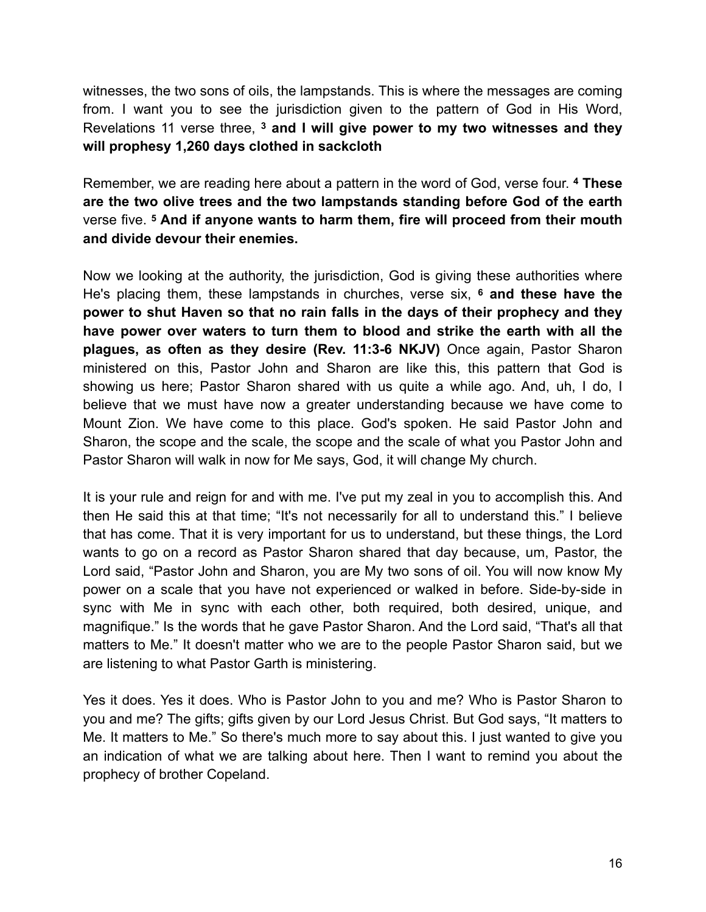witnesses, the two sons of oils, the lampstands. This is where the messages are coming from. I want you to see the jurisdiction given to the pattern of God in His Word, Revelations 11 verse three, **3 and I will give power to my two witnesses and they will prophesy 1,260 days clothed in sackcloth**

Remember, we are reading here about a pattern in the word of God, verse four. **4 These are the two olive trees and the two lampstands standing before God of the earth** verse five. **5 And if anyone wants to harm them, fire will proceed from their mouth and divide devour their enemies.**

Now we looking at the authority, the jurisdiction, God is giving these authorities where He's placing them, these lampstands in churches, verse six, **6 and these have the power to shut Haven so that no rain falls in the days of their prophecy and they have power over waters to turn them to blood and strike the earth with all the plagues, as often as they desire (Rev. 11:3-6 NKJV)** Once again, Pastor Sharon ministered on this, Pastor John and Sharon are like this, this pattern that God is showing us here; Pastor Sharon shared with us quite a while ago. And, uh, I do, I believe that we must have now a greater understanding because we have come to Mount Zion. We have come to this place. God's spoken. He said Pastor John and Sharon, the scope and the scale, the scope and the scale of what you Pastor John and Pastor Sharon will walk in now for Me says, God, it will change My church.

It is your rule and reign for and with me. I've put my zeal in you to accomplish this. And then He said this at that time; "It's not necessarily for all to understand this." I believe that has come. That it is very important for us to understand, but these things, the Lord wants to go on a record as Pastor Sharon shared that day because, um, Pastor, the Lord said, "Pastor John and Sharon, you are My two sons of oil. You will now know My power on a scale that you have not experienced or walked in before. Side-by-side in sync with Me in sync with each other, both required, both desired, unique, and magnifique." Is the words that he gave Pastor Sharon. And the Lord said, "That's all that matters to Me." It doesn't matter who we are to the people Pastor Sharon said, but we are listening to what Pastor Garth is ministering.

Yes it does. Yes it does. Who is Pastor John to you and me? Who is Pastor Sharon to you and me? The gifts; gifts given by our Lord Jesus Christ. But God says, "It matters to Me. It matters to Me." So there's much more to say about this. I just wanted to give you an indication of what we are talking about here. Then I want to remind you about the prophecy of brother Copeland.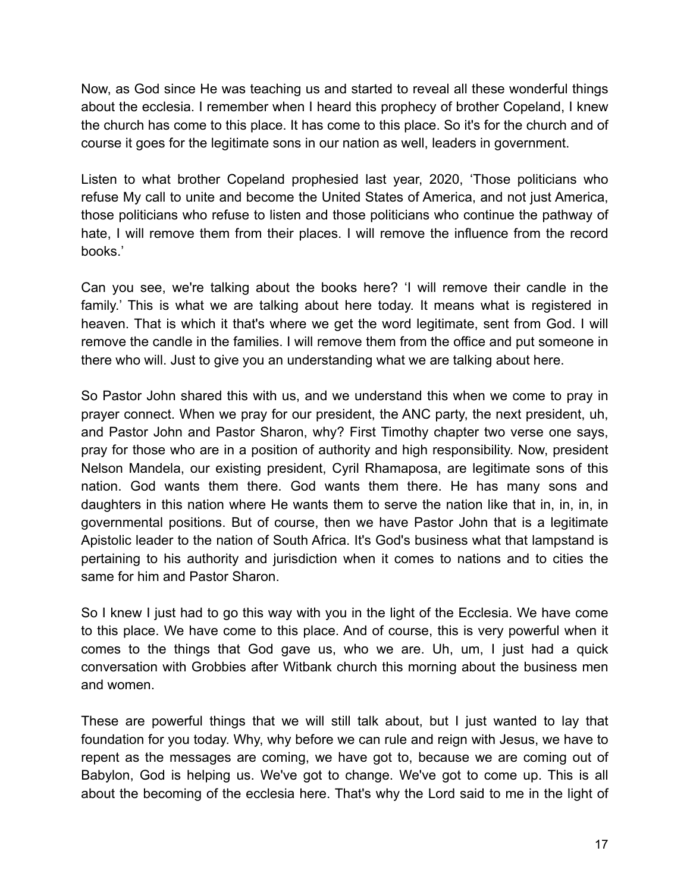Now, as God since He was teaching us and started to reveal all these wonderful things about the ecclesia. I remember when I heard this prophecy of brother Copeland, I knew the church has come to this place. It has come to this place. So it's for the church and of course it goes for the legitimate sons in our nation as well, leaders in government.

Listen to what brother Copeland prophesied last year, 2020, 'Those politicians who refuse My call to unite and become the United States of America, and not just America, those politicians who refuse to listen and those politicians who continue the pathway of hate, I will remove them from their places. I will remove the influence from the record books.'

Can you see, we're talking about the books here? 'I will remove their candle in the family.' This is what we are talking about here today. It means what is registered in heaven. That is which it that's where we get the word legitimate, sent from God. I will remove the candle in the families. I will remove them from the office and put someone in there who will. Just to give you an understanding what we are talking about here.

So Pastor John shared this with us, and we understand this when we come to pray in prayer connect. When we pray for our president, the ANC party, the next president, uh, and Pastor John and Pastor Sharon, why? First Timothy chapter two verse one says, pray for those who are in a position of authority and high responsibility. Now, president Nelson Mandela, our existing president, Cyril Rhamaposa, are legitimate sons of this nation. God wants them there. God wants them there. He has many sons and daughters in this nation where He wants them to serve the nation like that in, in, in, in governmental positions. But of course, then we have Pastor John that is a legitimate Apistolic leader to the nation of South Africa. It's God's business what that lampstand is pertaining to his authority and jurisdiction when it comes to nations and to cities the same for him and Pastor Sharon.

So I knew I just had to go this way with you in the light of the Ecclesia. We have come to this place. We have come to this place. And of course, this is very powerful when it comes to the things that God gave us, who we are. Uh, um, I just had a quick conversation with Grobbies after Witbank church this morning about the business men and women.

These are powerful things that we will still talk about, but I just wanted to lay that foundation for you today. Why, why before we can rule and reign with Jesus, we have to repent as the messages are coming, we have got to, because we are coming out of Babylon, God is helping us. We've got to change. We've got to come up. This is all about the becoming of the ecclesia here. That's why the Lord said to me in the light of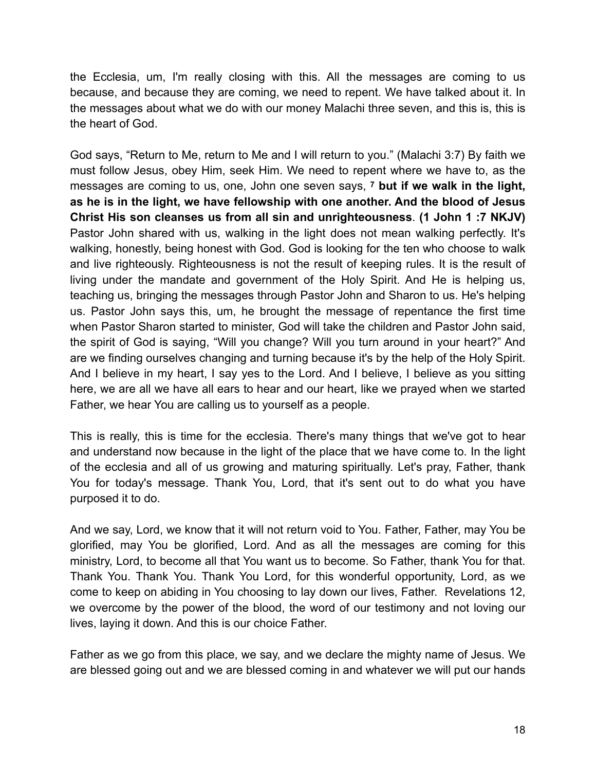the Ecclesia, um, I'm really closing with this. All the messages are coming to us because, and because they are coming, we need to repent. We have talked about it. In the messages about what we do with our money Malachi three seven, and this is, this is the heart of God.

God says, "Return to Me, return to Me and I will return to you." (Malachi 3:7) By faith we must follow Jesus, obey Him, seek Him. We need to repent where we have to, as the messages are coming to us, one, John one seven says, [7] **but if we walk in the light, as he is in the light, we have fellowship with one another. And the blood of Jesus Christ His son cleanses us from all sin and unrighteousness**. **(1 John 1 :7 NKJV)** Pastor John shared with us, walking in the light does not mean walking perfectly. It's walking, honestly, being honest with God. God is looking for the ten who choose to walk and live righteously. Righteousness is not the result of keeping rules. It is the result of living under the mandate and government of the Holy Spirit. And He is helping us, teaching us, bringing the messages through Pastor John and Sharon to us. He's helping us. Pastor John says this, um, he brought the message of repentance the first time when Pastor Sharon started to minister, God will take the children and Pastor John said, the spirit of God is saying, "Will you change? Will you turn around in your heart?" And are we finding ourselves changing and turning because it's by the help of the Holy Spirit. And I believe in my heart, I say yes to the Lord. And I believe, I believe as you sitting here, we are all we have all ears to hear and our heart, like we prayed when we started Father, we hear You are calling us to yourself as a people.

This is really, this is time for the ecclesia. There's many things that we've got to hear and understand now because in the light of the place that we have come to. In the light of the ecclesia and all of us growing and maturing spiritually. Let's pray, Father, thank You for today's message. Thank You, Lord, that it's sent out to do what you have purposed it to do.

And we say, Lord, we know that it will not return void to You. Father, Father, may You be glorified, may You be glorified, Lord. And as all the messages are coming for this ministry, Lord, to become all that You want us to become. So Father, thank You for that. Thank You. Thank You. Thank You Lord, for this wonderful opportunity, Lord, as we come to keep on abiding in You choosing to lay down our lives, Father. Revelations 12, we overcome by the power of the blood, the word of our testimony and not loving our lives, laying it down. And this is our choice Father.

Father as we go from this place, we say, and we declare the mighty name of Jesus. We are blessed going out and we are blessed coming in and whatever we will put our hands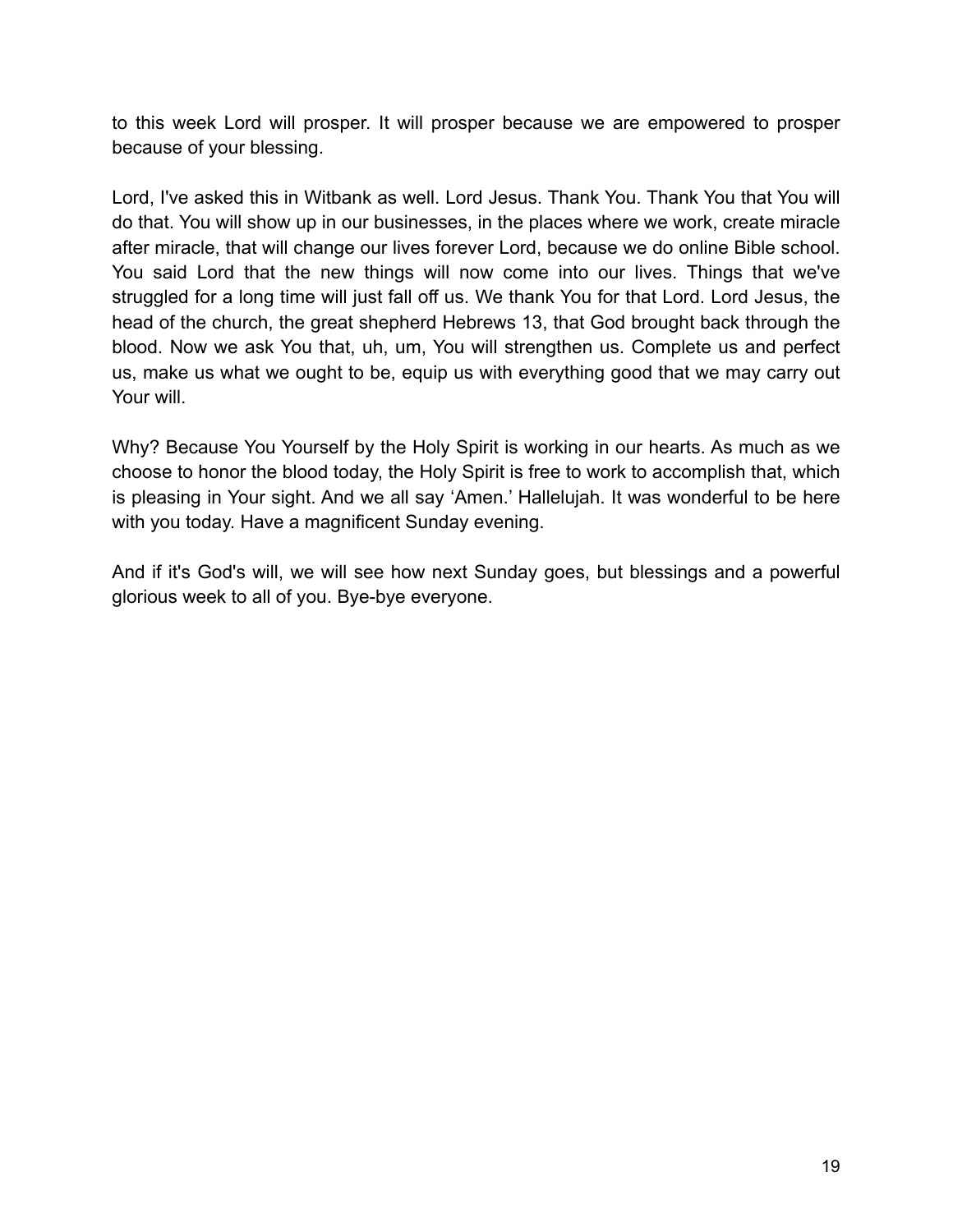to this week Lord will prosper. It will prosper because we are empowered to prosper because of your blessing.

Lord, I've asked this in Witbank as well. Lord Jesus. Thank You. Thank You that You will do that. You will show up in our businesses, in the places where we work, create miracle after miracle, that will change our lives forever Lord, because we do online Bible school. You said Lord that the new things will now come into our lives. Things that we've struggled for a long time will just fall off us. We thank You for that Lord. Lord Jesus, the head of the church, the great shepherd Hebrews 13, that God brought back through the blood. Now we ask You that, uh, um, You will strengthen us. Complete us and perfect us, make us what we ought to be, equip us with everything good that we may carry out Your will.

Why? Because You Yourself by the Holy Spirit is working in our hearts. As much as we choose to honor the blood today, the Holy Spirit is free to work to accomplish that, which is pleasing in Your sight. And we all say 'Amen.' Hallelujah. It was wonderful to be here with you today. Have a magnificent Sunday evening.

And if it's God's will, we will see how next Sunday goes, but blessings and a powerful glorious week to all of you. Bye-bye everyone.